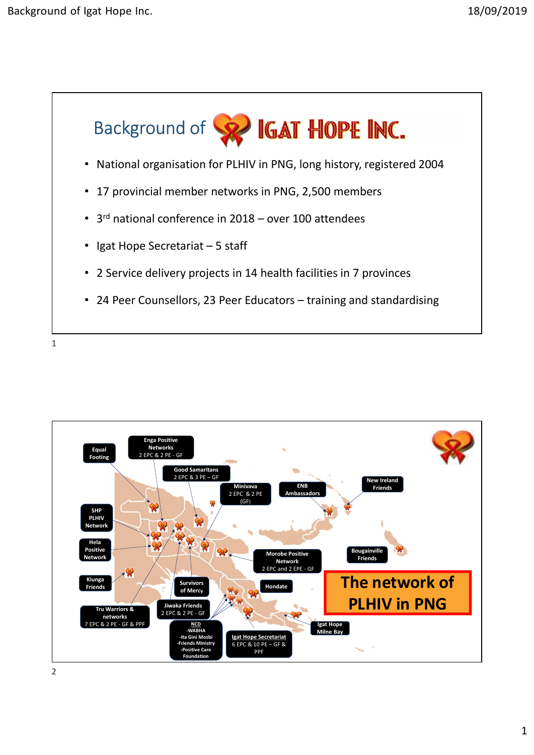# Background of IGAT HOPE INC.

- National organisation for PLHIV in PNG, long history, registered 2004
- 17 provincial member networks in PNG, 2,500 members
- 3rd national conference in 2018 – over 100 attendees
- Igat Hope Secretariat – 5 staff
- 2 Service delivery projects in 14 health facilities in 7 provinces
- 24 Peer Counsellors, 23 Peer Educators – training and standardising

## The network of PLHIV in PNG

- Equal Footing
- Enga Positive Networks – 2 EPC & 2 PE - GF
- Good Samaritans – 2 EPC & 3 PE – GF
- Minivava – 2 EPC & 2 PE (GF)
- ENB Ambassadors
- New Ireland Friends
- SHP PLHIV Network
- Hela Positive Network
- Morobe Positive Network – 2 EPC and 2 EPE - GF
- Bougainville Friends
- Kiunga Friends
- Survivors of Mercy
- Hondate
- Jiwaka Friends – 2 EPC & 2 PE - GF
- Tru Warriors & networks – 7 EPC & 2 PE - GF & PPF
- NCD – WABHA, Ita Gini Mosbi, Friends Ministry, Positive Care Foundation
- Igat Hope Secretariat – 6 EPC & 10 PE – GF & PPF
- Igat Hope Milne Bay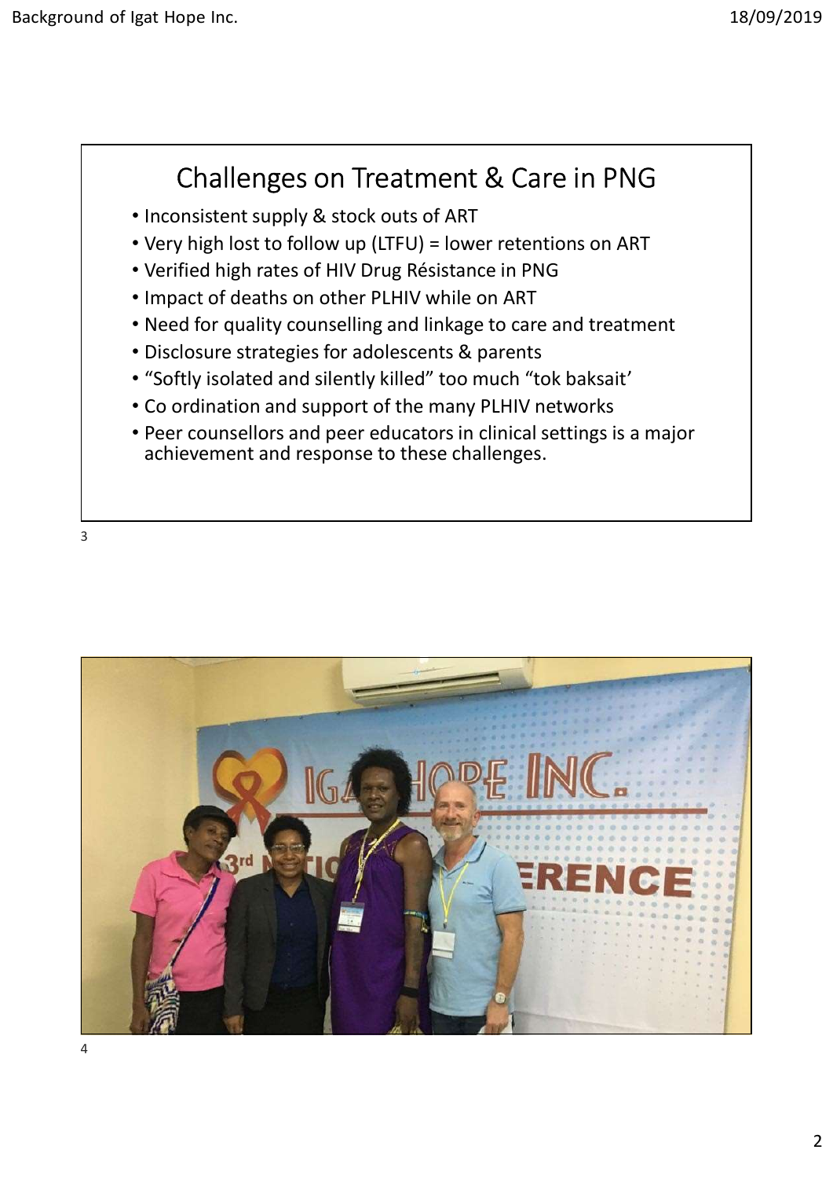## Challenges on Treatment & Care in PNG

- Inconsistent supply & stock outs of ART
- Very high lost to follow up (LTFU) = lower retentions on ART
- Verified high rates of HIV Drug Résistance in PNG
- Impact of deaths on other PLHIV while on ART
- Need for quality counselling and linkage to care and treatment
- Disclosure strategies for adolescents & parents
- "Softly isolated and silently killed" too much "tok baksait'
- Co ordination and support of the many PLHIV networks
- Peer counsellors and peer educators in clinical settings is a major achievement and response to these challenges.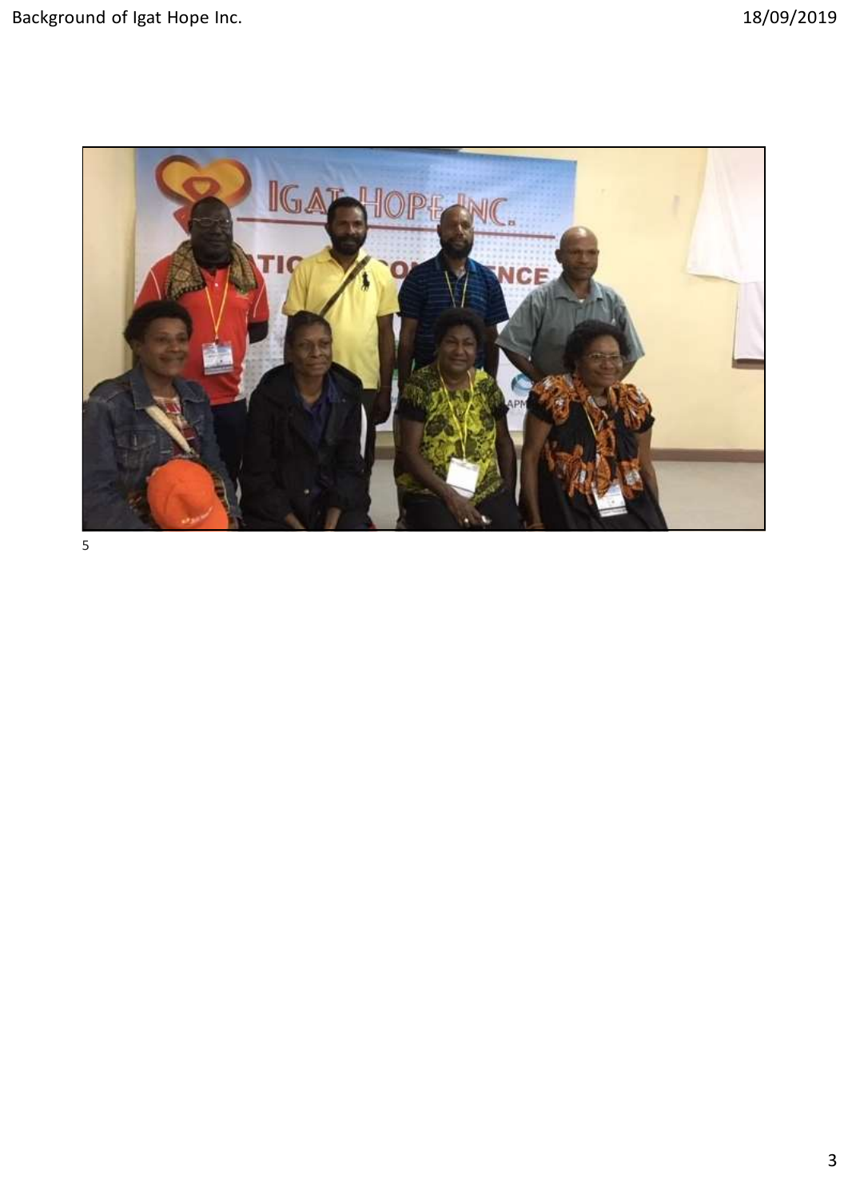5